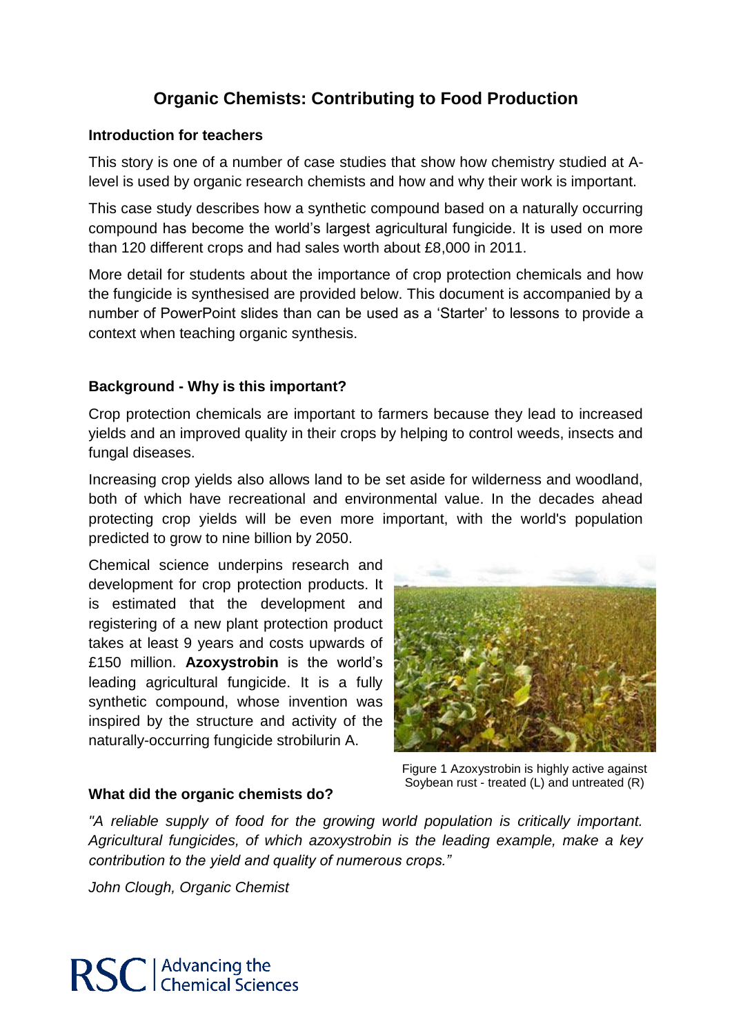# Organic Chemists: Contributing to Food Production

### Introduction for teachers

This story is one of a number of case studies that show how chemistry studied at A-level is used by organic research chemists and how and why their work is important.

This case study describes how a synthetic compound based on a naturally occurring compound has become the world's largest agricultural fungicide. It is used on more than 120 different crops and had sales worth about £8,000 in 2011.

More detail for students about the importance of crop protection chemicals and how the fungicide is synthesised are provided below. This document is accompanied by a number of PowerPoint slides than can be used as a 'Starter' to lessons to provide a context when teaching organic synthesis.

### Background - Why is this important?

Crop protection chemicals are important to farmers because they lead to increased yields and an improved quality in their crops by helping to control weeds, insects and fungal diseases.

Increasing crop yields also allows land to be set aside for wilderness and woodland, both of which have recreational and environmental value. In the decades ahead protecting crop yields will be even more important, with the world's population predicted to grow to nine billion by 2050.

Chemical science underpins research and development for crop protection products. It is estimated that the development and registering of a new plant protection product takes at least 9 years and costs upwards of £150 million. **Azoxystrobin** is the world's leading agricultural fungicide. It is a fully synthetic compound, whose invention was inspired by the structure and activity of the naturally-occurring fungicide strobilurin A.

Figure 1 Azoxystrobin is highly active against Soybean rust - treated (L) and untreated (R)

### What did the organic chemists do?

*"A reliable supply of food for the growing world population is critically important. Agricultural fungicides, of which azoxystrobin is the leading example, make a key contribution to the yield and quality of numerous crops."*

*John Clough, Organic Chemist*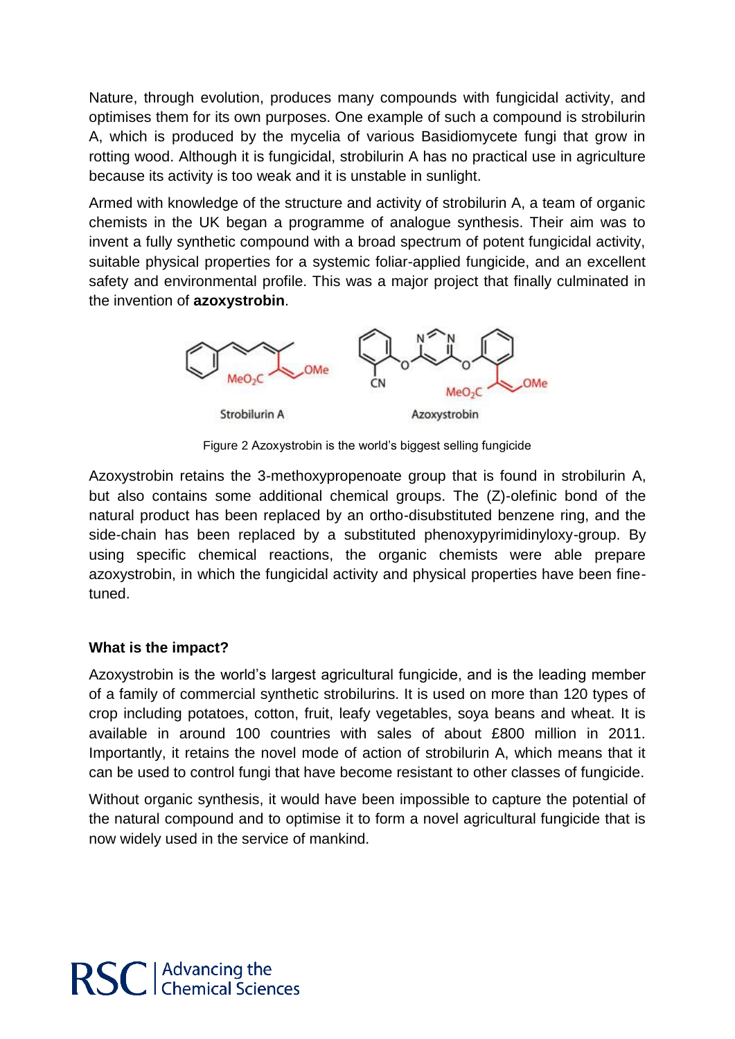Nature, through evolution, produces many compounds with fungicidal activity, and optimises them for its own purposes. One example of such a compound is strobilurin A, which is produced by the mycelia of various Basidiomycete fungi that grow in rotting wood. Although it is fungicidal, strobilurin A has no practical use in agriculture because its activity is too weak and it is unstable in sunlight.

Armed with knowledge of the structure and activity of strobilurin A, a team of organic chemists in the UK began a programme of analogue synthesis. Their aim was to invent a fully synthetic compound with a broad spectrum of potent fungicidal activity, suitable physical properties for a systemic foliar-applied fungicide, and an excellent safety and environmental profile. This was a major project that finally culminated in the invention of **azoxystrobin**.

$MeO_2C$ OMe

Strobilurin A

N N O O CN $MeO_2C$ OMe

Azoxystrobin

Figure 2 Azoxystrobin is the world's biggest selling fungicide

Azoxystrobin retains the 3-methoxypropenoate group that is found in strobilurin A, but also contains some additional chemical groups. The (Z)-olefinic bond of the natural product has been replaced by an ortho-disubstituted benzene ring, and the side-chain has been replaced by a substituted phenoxypyrimidinyloxy-group. By using specific chemical reactions, the organic chemists were able prepare azoxystrobin, in which the fungicidal activity and physical properties have been fine-tuned.

### What is the impact?

Azoxystrobin is the world's largest agricultural fungicide, and is the leading member of a family of commercial synthetic strobilurins. It is used on more than 120 types of crop including potatoes, cotton, fruit, leafy vegetables, soya beans and wheat. It is available in around 100 countries with sales of about £800 million in 2011. Importantly, it retains the novel mode of action of strobilurin A, which means that it can be used to control fungi that have become resistant to other classes of fungicide.

Without organic synthesis, it would have been impossible to capture the potential of the natural compound and to optimise it to form a novel agricultural fungicide that is now widely used in the service of mankind.

RSC | Advancing the Chemical Sciences